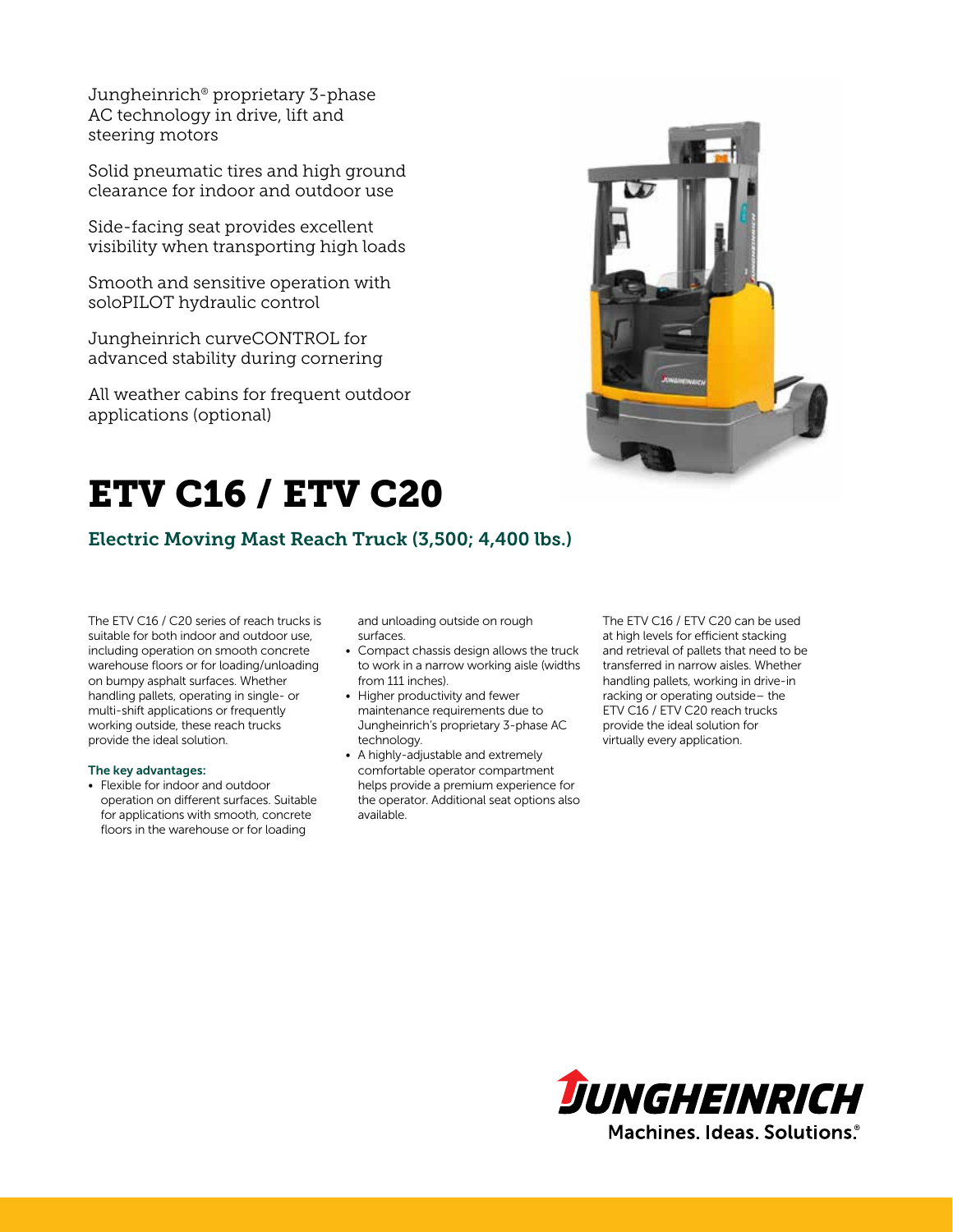Jungheinrich® proprietary 3-phase AC technology in drive, lift and steering motors

Solid pneumatic tires and high ground clearance for indoor and outdoor use

Side-facing seat provides excellent visibility when transporting high loads

Smooth and sensitive operation with soloPILOT hydraulic control

Jungheinrich curveCONTROL for advanced stability during cornering

All weather cabins for frequent outdoor applications (optional)

# ETV C16 / ETV C20

## Electric Moving Mast Reach Truck (3,500; 4,400 lbs.)

The ETV C16 / C20 series of reach trucks is suitable for both indoor and outdoor use, including operation on smooth concrete warehouse floors or for loading/unloading on bumpy asphalt surfaces. Whether handling pallets, operating in single- or multi-shift applications or frequently working outside, these reach trucks provide the ideal solution.

**The key advantages:**

- Flexible for indoor and outdoor operation on different surfaces. Suitable for applications with smooth, concrete floors in the warehouse or for loading and unloading outside on rough surfaces.
- Compact chassis design allows the truck to work in a narrow working aisle (widths from 111 inches).
- Higher productivity and fewer maintenance requirements due to Jungheinrich's proprietary 3-phase AC technology.
- A highly-adjustable and extremely comfortable operator compartment helps provide a premium experience for the operator. Additional seat options also available.

The ETV C16 / ETV C20 can be used at high levels for efficient stacking and retrieval of pallets that need to be transferred in narrow aisles. Whether handling pallets, working in drive-in racking or operating outside– the ETV C16 / ETV C20 reach trucks provide the ideal solution for virtually every application.

JUNGHEINRICH
Machines. Ideas. Solutions.®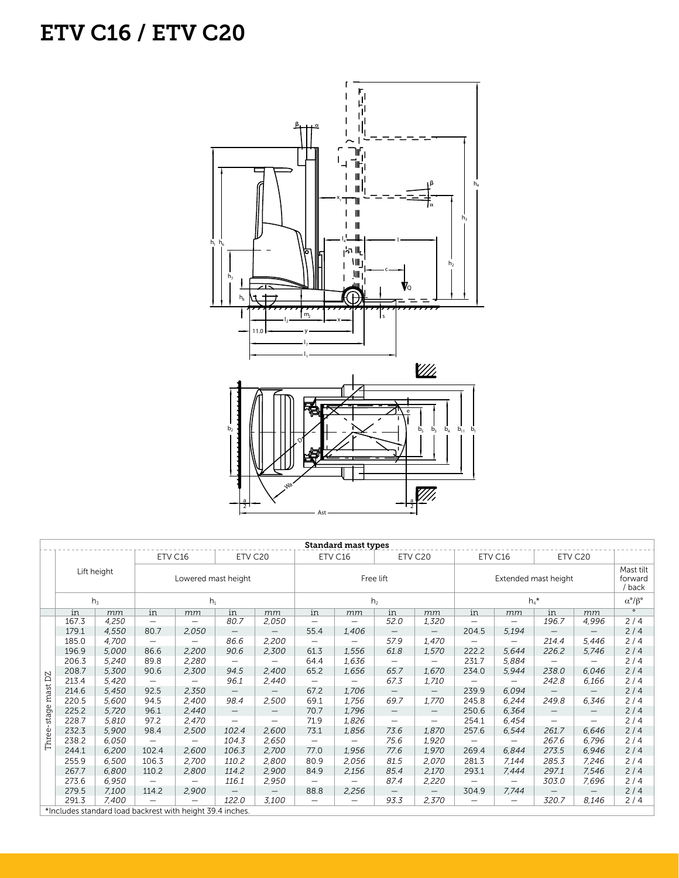# ETV C16 / ETV C20

| | Standard mast types | | | | | | | | | | | | | | |
|---|---|---|---|---|---|---|---|---|---|---|---|---|---|---|---|
| | Lift height | | ETV C16 | | ETV C20 | | ETV C16 | | ETV C20 | | ETV C16 | | ETV C20 | | Mast tilt forward / back |
| | | | Lowered mast height | | | | Free lift | | | | Extended mast height | | | | |
| | $h_3$ | | $h_1$ | | | | $h_2$ | | | | $h_4$* | | | | α°/β° |
| | in | mm | in | mm | in | mm | in | mm | in | mm | in | mm | in | mm | ° |
| Three-stage mast DZ | 167.3 | 4,250 | — | — | 80.7 | 2,050 | — | — | 52.0 | 1,320 | — | — | 196.7 | 4,996 | 2 / 4 |
| | 179.1 | 4,550 | 80.7 | 2,050 | — | — | 55.4 | 1,406 | — | — | 204.5 | 5,194 | — | — | 2 / 4 |
| | 185.0 | 4,700 | — | — | 86.6 | 2,200 | — | — | 57.9 | 1,470 | — | — | 214.4 | 5,446 | 2 / 4 |
| | 196.9 | 5,000 | 86.6 | 2,200 | 90.6 | 2,300 | 61.3 | 1,556 | 61.8 | 1,570 | 222.2 | 5,644 | 226.2 | 5,746 | 2 / 4 |
| | 206.3 | 5,240 | 89.8 | 2,280 | — | — | 64.4 | 1,636 | — | — | 231.7 | 5,884 | — | — | 2 / 4 |
| | 208.7 | 5,300 | 90.6 | 2,300 | 94.5 | 2,400 | 65.2 | 1,656 | 65.7 | 1,670 | 234.0 | 5,944 | 238.0 | 6,046 | 2 / 4 |
| | 213.4 | 5,420 | — | — | 96.1 | 2,440 | — | — | 67.3 | 1,710 | — | — | 242.8 | 6,166 | 2 / 4 |
| | 214.6 | 5,450 | 92.5 | 2,350 | — | — | 67.2 | 1,706 | — | — | 239.9 | 6,094 | — | — | 2 / 4 |
| | 220.5 | 5,600 | 94.5 | 2,400 | 98.4 | 2,500 | 69.1 | 1,756 | 69.7 | 1,770 | 245.8 | 6,244 | 249.8 | 6,346 | 2 / 4 |
| | 225.2 | 5,720 | 96.1 | 2,440 | — | — | 70.7 | 1,796 | — | — | 250.6 | 6,364 | — | — | 2 / 4 |
| | 228.7 | 5,810 | 97.2 | 2,470 | — | — | 71.9 | 1,826 | — | — | 254.1 | 6,454 | — | — | 2 / 4 |
| | 232.3 | 5,900 | 98.4 | 2,500 | 102.4 | 2,600 | 73.1 | 1,856 | 73.6 | 1,870 | 257.6 | 6,544 | 261.7 | 6,646 | 2 / 4 |
| | 238.2 | 6,050 | — | — | 104.3 | 2,650 | — | — | 75.6 | 1,920 | — | — | 267.6 | 6,796 | 2 / 4 |
| | 244.1 | 6,200 | 102.4 | 2,600 | 106.3 | 2,700 | 77.0 | 1,956 | 77.6 | 1,970 | 269.4 | 6,844 | 273.5 | 6,946 | 2 / 4 |
| | 255.9 | 6,500 | 106.3 | 2,700 | 110.2 | 2,800 | 80.9 | 2,056 | 81.5 | 2,070 | 281.3 | 7,144 | 285.3 | 7,246 | 2 / 4 |
| | 267.7 | 6,800 | 110.2 | 2,800 | 114.2 | 2,900 | 84.9 | 2,156 | 85.4 | 2,170 | 293.1 | 7,444 | 297.1 | 7,546 | 2 / 4 |
| | 273.6 | 6,950 | — | — | 116.1 | 2,950 | — | — | 87.4 | 2,220 | — | — | 303.0 | 7,696 | 2 / 4 |
| | 279.5 | 7,100 | 114.2 | 2,900 | — | — | 88.8 | 2,256 | — | — | 304.9 | 7,744 | — | — | 2 / 4 |
| | 291.3 | 7,400 | — | — | 122.0 | 3,100 | — | — | 93.3 | 2,370 | — | — | 320.7 | 8,146 | 2 / 4 |

*Includes standard load backrest with height 39.4 inches.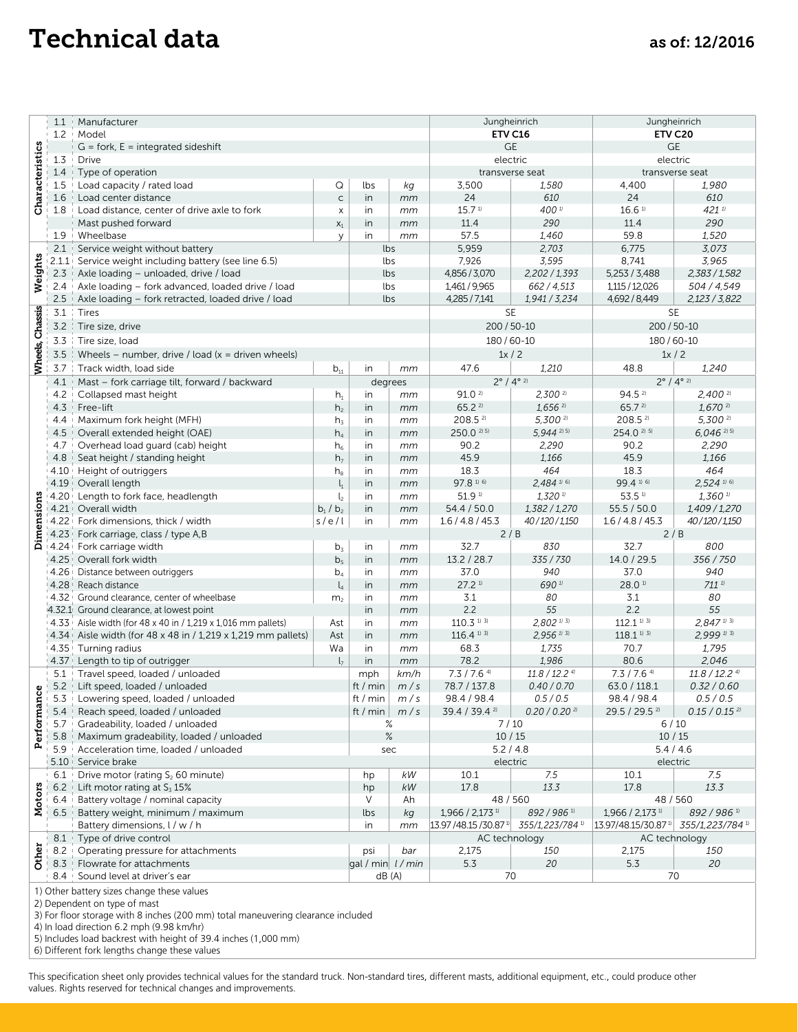# Technical data

**as of: 12/2016**

| Section | No. | Description | Symbol | Unit (US) | Unit (metric) | ETV C16 (US) | ETV C16 (metric) | ETV C20 (US) | ETV C20 (metric) |
|---|---|---|---|---|---|---|---|---|---|
| Characteristics | 1.1 | Manufacturer | | | | Jungheinrich | | Jungheinrich | |
| | 1.2 | Model | | | | **ETV C16** | | **ETV C20** | |
| | | G = fork, E = integrated sideshift | | | | GE | | GE | |
| | 1.3 | Drive | | | | electric | | electric | |
| | 1.4 | Type of operation | | | | transverse seat | | transverse seat | |
| | 1.5 | Load capacity / rated load | Q | lbs | kg | 3,500 | *1,580* | 4,400 | *1,980* |
| | 1.6 | Load center distance | c | in | mm | 24 | *610* | 24 | *610* |
| | 1.8 | Load distance, center of drive axle to fork | x | in | mm | 15.7 [1] | *400* [1] | 16.6 [1] | *421* [1] |
| | | Mast pushed forward | $x_1$ | in | mm | 11.4 | *290* | 11.4 | *290* |
| | 1.9 | Wheelbase | y | in | mm | 57.5 | *1,460* | 59.8 | *1,520* |
| Weights | 2.1 | Service weight without battery | | lbs | | 5,959 | *2,703* | 6,775 | *3,073* |
| | 2.1.1 | Service weight including battery (see line 6.5) | | lbs | | 7,926 | *3,595* | 8,741 | *3,965* |
| | 2.3 | Axle loading – unloaded, drive / load | | lbs | | 4,856 / 3,070 | *2,202 / 1,393* | 5,253 / 3,488 | *2,383 / 1,582* |
| | 2.4 | Axle loading – fork advanced, loaded drive / load | | lbs | | 1,461 / 9,965 | *662 / 4,513* | 1,115 / 12,026 | *504 / 4,549* |
| | 2.5 | Axle loading – fork retracted, loaded drive / load | | lbs | | 4,285 / 7,141 | *1,941 / 3,234* | 4,692 / 8,449 | *2,123 / 3,822* |
| Wheels, Chassis | 3.1 | Tires | | | | SE | | SE | |
| | 3.2 | Tire size, drive | | | | 200 / 50-10 | | 200 / 50-10 | |
| | 3.3 | Tire size, load | | | | 180 / 60-10 | | 180 / 60-10 | |
| | 3.5 | Wheels – number, drive / load (x = driven wheels) | | | | 1x / 2 | | 1x / 2 | |
| | 3.7 | Track width, load side | $b_{11}$ | in | mm | 47.6 | *1,210* | 48.8 | *1,240* |
| Dimensions | 4.1 | Mast – fork carriage tilt, forward / backward | | degrees | | 2° / 4° [2] | | 2° / 4° [2] | |
| | 4.2 | Collapsed mast height | $h_1$ | in | mm | 91.0 [2] | *2,300* [2] | 94.5 [2] | *2,400* [2] |
| | 4.3 | Free-lift | $h_2$ | in | mm | 65.2 [2] | *1,656* [2] | 65.7 [2] | *1,670* [2] |
| | 4.4 | Maximum fork height (MFH) | $h_3$ | in | mm | 208.5 [2] | *5,300* [2] | 208.5 [2] | *5,300* [2] |
| | 4.5 | Overall extended height (OAE) | $h_4$ | in | mm | 250.0 [2,5] | *5,944* [2,5] | 254.0 [2,5] | *6,046* [2,5] |
| | 4.7 | Overhead load guard (cab) height | $h_6$ | in | mm | 90.2 | *2,290* | 90.2 | *2,290* |
| | 4.8 | Seat height / standing height | $h_7$ | in | mm | 45.9 | *1,166* | 45.9 | *1,166* |
| | 4.10 | Height of outriggers | $h_8$ | in | mm | 18.3 | *464* | 18.3 | *464* |
| | 4.19 | Overall length | $l_1$ | in | mm | 97.8 [1,6] | *2,484* [1,6] | 99.4 [1,6] | *2,524* [1,6] |
| | 4.20 | Length to fork face, headlength | $l_2$ | in | mm | 51.9 [1] | *1,320* [1] | 53.5 [1] | *1,360* [1] |
| | 4.21 | Overall width | $b_1$ / $b_2$ | in | mm | 54.4 / 50.0 | *1,382 / 1,270* | 55.5 / 50.0 | *1,409 / 1,270* |
| | 4.22 | Fork dimensions, thick / width | s / e / l | in | mm | 1.6 / 4.8 / 45.3 | *40 / 120 / 1,150* | 1.6 / 4.8 / 45.3 | *40 / 120 / 1,150* |
| | 4.23 | Fork carriage, class / type A,B | | | | 2 / B | | 2 / B | |
| | 4.24 | Fork carriage width | $b_3$ | in | mm | 32.7 | *830* | 32.7 | *800* |
| | 4.25 | Overall fork width | $b_5$ | in | mm | 13.2 / 28.7 | *335 / 730* | 14.0 / 29.5 | *356 / 750* |
| | 4.26 | Distance between outriggers | $b_4$ | in | mm | 37.0 | *940* | 37.0 | *940* |
| | 4.28 | Reach distance | $l_4$ | in | mm | 27.2 [1] | *690* [1] | 28.0 [1] | *711* [1] |
| | 4.32 | Ground clearance, center of wheelbase | $m_2$ | in | mm | 3.1 | *80* | 3.1 | *80* |
| | 4.32.1 | Ground clearance, at lowest point | | in | mm | 2.2 | *55* | 2.2 | *55* |
| | 4.33 | Aisle width (for 48 x 40 in / 1,219 x 1,016 mm pallets) | Ast | in | mm | 110.3 [1,3] | *2,802* [1,3] | 112.1 [1,3] | *2,847* [1,3] |
| | 4.34 | Aisle width (for 48 x 48 in / 1,219 x 1,219 mm pallets) | Ast | in | mm | 116.4 [1,3] | *2,956* [1,3] | 118.1 [1,3] | *2,999* [1,3] |
| | 4.35 | Turning radius | Wa | in | mm | 68.3 | *1,735* | 70.7 | *1,795* |
| | 4.37 | Length to tip of outrigger | $l_7$ | in | mm | 78.2 | *1,986* | 80.6 | *2,046* |
| Performance | 5.1 | Travel speed, loaded / unloaded | | mph | km/h | 7.3 / 7.6 [4] | *11.8 / 12.2* [4] | 7.3 / 7.6 [4] | *11.8 / 12.2* [4] |
| | 5.2 | Lift speed, loaded / unloaded | | ft / min | m / s | 78.7 / 137.8 | *0.40 / 0.70* | 63.0 / 118.1 | *0.32 / 0.60* |
| | 5.3 | Lowering speed, loaded / unloaded | | ft / min | m / s | 98.4 / 98.4 | *0.5 / 0.5* | 98.4 / 98.4 | *0.5 / 0.5* |
| | 5.4 | Reach speed, loaded / unloaded | | ft / min | m / s | 39.4 / 39.4 [2] | *0.20 / 0.20* [2] | 29.5 / 29.5 [2] | *0.15 / 0.15* [2] |
| | 5.7 | Gradeability, loaded / unloaded | | % | | 7 / 10 | | 6 / 10 | |
| | 5.8 | Maximum gradeability, loaded / unloaded | | % | | 10 / 15 | | 10 / 15 | |
| | 5.9 | Acceleration time, loaded / unloaded | | sec | | 5.2 / 4.8 | | 5.4 / 4.6 | |
| | 5.10 | Service brake | | | | electric | | electric | |
| Motors | 6.1 | Drive motor (rating $S_2$ 60 minute) | | hp | kW | 10.1 | *7.5* | 10.1 | *7.5* |
| | 6.2 | Lift motor rating at $S_3$ 15% | | hp | kW | 17.8 | *13.3* | 17.8 | *13.3* |
| | 6.4 | Battery voltage / nominal capacity | | V | Ah | 48 / 560 | | 48 / 560 | |
| | 6.5 | Battery weight, minimum / maximum | | lbs | kg | 1,966 / 2,173 [1] | *892 / 986* [1] | 1,966 / 2,173 [1] | *892 / 986* [1] |
| | | Battery dimensions, l / w / h | | in | mm | 13.97 / 48.15 / 30.87 [1] | *355 / 1,223 / 784* [1] | 13.97 / 48.15 / 30.87 [1] | *355 / 1,223 / 784* [1] |
| Other | 8.1 | Type of drive control | | | | AC technology | | AC technology | |
| | 8.2 | Operating pressure for attachments | | psi | bar | 2,175 | *150* | 2,175 | *150* |
| | 8.3 | Flowrate for attachments | | gal / min | l / min | 5.3 | *20* | 5.3 | *20* |
| | 8.4 | Sound level at driver's ear | | dB (A) | | 70 | | 70 | |

1) Other battery sizes change these values
2) Dependent on type of mast
3) For floor storage with 8 inches (200 mm) total maneuvering clearance included
4) In load direction 6.2 mph (9.98 km/hr)
5) Includes load backrest with height of 39.4 inches (1,000 mm)
6) Different fork lengths change these values

This specification sheet only provides technical values for the standard truck. Non-standard tires, different masts, additional equipment, etc., could produce other values. Rights reserved for technical changes and improvements.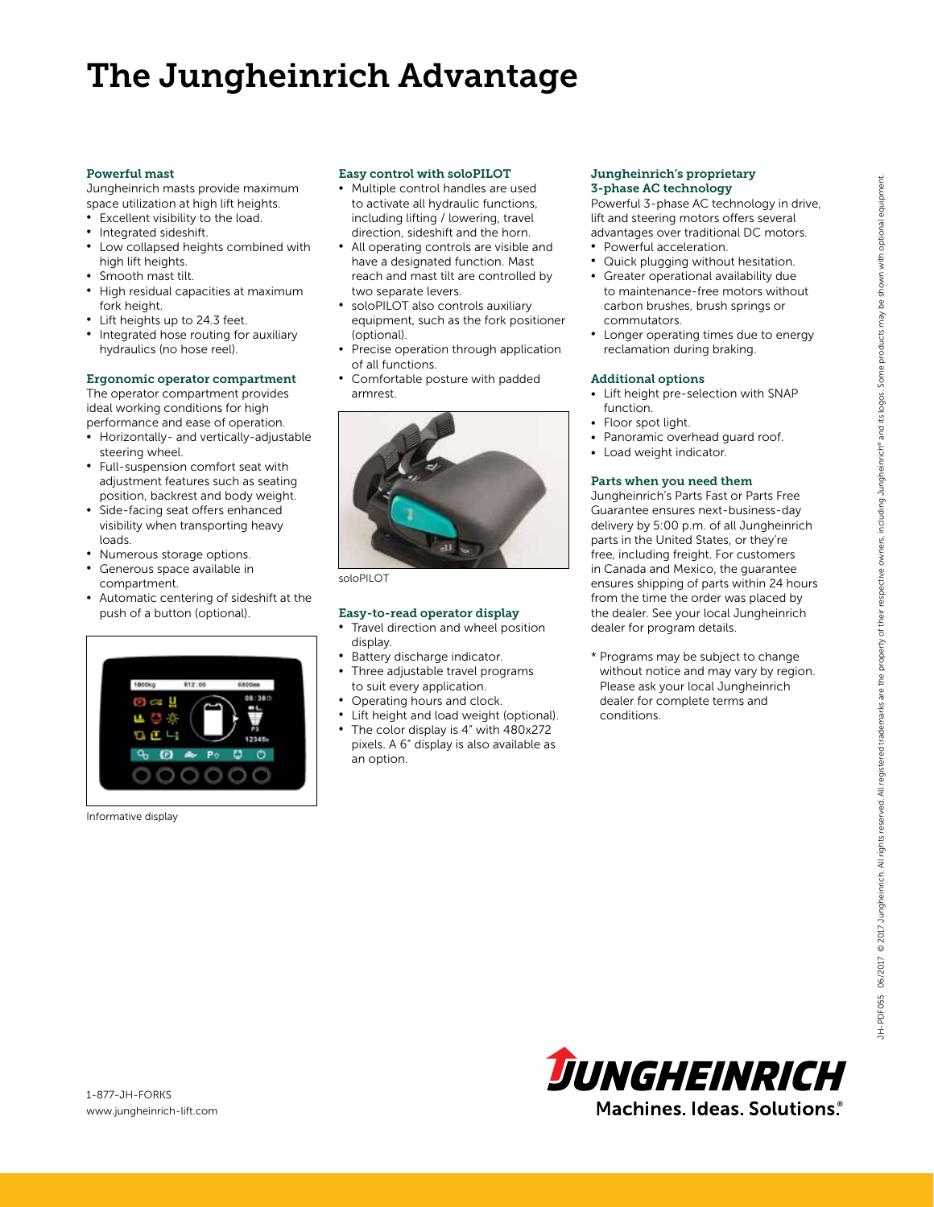# The Jungheinrich Advantage

### Powerful mast

Jungheinrich masts provide maximum space utilization at high lift heights.

- Excellent visibility to the load.
- Integrated sideshift.
- Low collapsed heights combined with high lift heights.
- Smooth mast tilt.
- High residual capacities at maximum fork height.
- Lift heights up to 24.3 feet.
- Integrated hose routing for auxiliary hydraulics (no hose reel).

### Ergonomic operator compartment

The operator compartment provides ideal working conditions for high performance and ease of operation.

- Horizontally- and vertically-adjustable steering wheel.
- Full-suspension comfort seat with adjustment features such as seating position, backrest and body weight.
- Side-facing seat offers enhanced visibility when transporting heavy loads.
- Numerous storage options.
- Generous space available in compartment.
- Automatic centering of sideshift at the push of a button (optional).

Informative display

### Easy control with soloPILOT

- Multiple control handles are used to activate all hydraulic functions, including lifting / lowering, travel direction, sideshift and the horn.
- All operating controls are visible and have a designated function. Mast reach and mast tilt are controlled by two separate levers.
- soloPILOT also controls auxiliary equipment, such as the fork positioner (optional).
- Precise operation through application of all functions.
- Comfortable posture with padded armrest.

soloPILOT

### Easy-to-read operator display

- Travel direction and wheel position display.
- Battery discharge indicator.
- Three adjustable travel programs to suit every application.
- Operating hours and clock.
- Lift height and load weight (optional).
- The color display is 4" with 480x272 pixels. A 6" display is also available as an option.

### Jungheinrich's proprietary 3-phase AC technology

Powerful 3-phase AC technology in drive, lift and steering motors offers several advantages over traditional DC motors.

- Powerful acceleration.
- Quick plugging without hesitation.
- Greater operational availability due to maintenance-free motors without carbon brushes, brush springs or commutators.
- Longer operating times due to energy reclamation during braking.

### Additional options

- Lift height pre-selection with SNAP function.
- Floor spot light.
- Panoramic overhead guard roof.
- Load weight indicator.

### Parts when you need them

Jungheinrich's Parts Fast or Parts Free Guarantee ensures next-business-day delivery by 5:00 p.m. of all Jungheinrich parts in the United States, or they're free, including freight. For customers in Canada and Mexico, the guarantee ensures shipping of parts within 24 hours from the time the order was placed by the dealer. See your local Jungheinrich dealer for program details.

* Programs may be subject to change without notice and may vary by region. Please ask your local Jungheinrich dealer for complete terms and conditions.

1-877-JH-FORKS
www.jungheinrich-lift.com

JUNGHEINRICH
Machines. Ideas. Solutions.®

JH-PDF055 06/2017 © 2017 Jungheinrich. All rights reserved. All registered trademarks are the property of their respective owners, including Jungheinrich® and its logos. Some products may be shown with optional equipment.